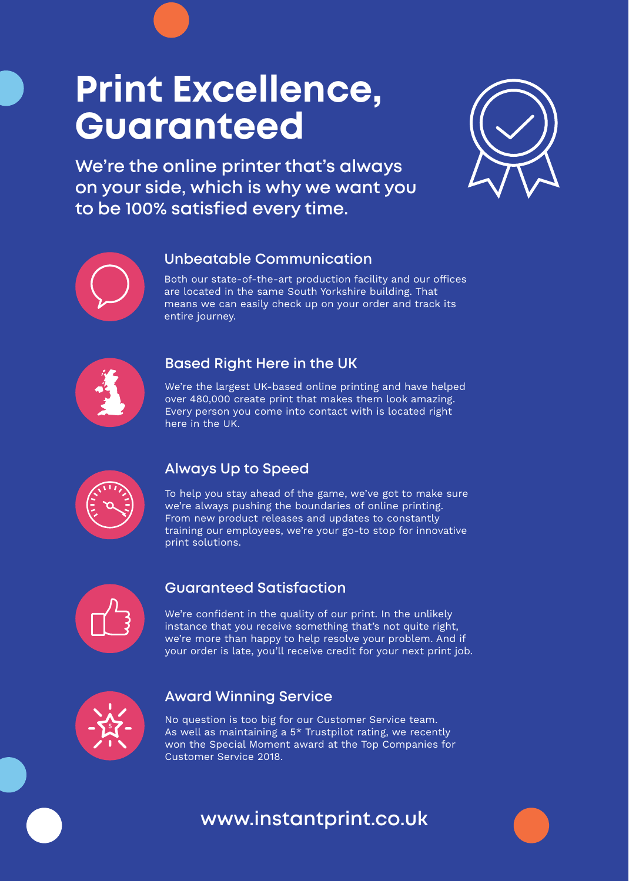# Print Excellence, Guaranteed

We're the online printer that's always on your side, which is why we want you to be 100% satisfied every time.

## Unbeatable Communication

Both our state-of-the-art production facility and our offices are located in the same South Yorkshire building. That means we can easily check up on your order and track its entire journey.

## Based Right Here in the UK

We're the largest UK-based online printing and have helped over 480,000 create print that makes them look amazing. Every person you come into contact with is located right here in the UK.

## Always Up to Speed

To help you stay ahead of the game, we've got to make sure we're always pushing the boundaries of online printing. From new product releases and updates to constantly training our employees, we're your go-to stop for innovative print solutions.

## Guaranteed Satisfaction

We're confident in the quality of our print. In the unlikely instance that you receive something that's not quite right, we're more than happy to help resolve your problem. And if your order is late, you'll receive credit for your next print job.

## Award Winning Service

No question is too big for our Customer Service team. As well as maintaining a 5* Trustpilot rating, we recently won the Special Moment award at the Top Companies for Customer Service 2018.

www.instantprint.co.uk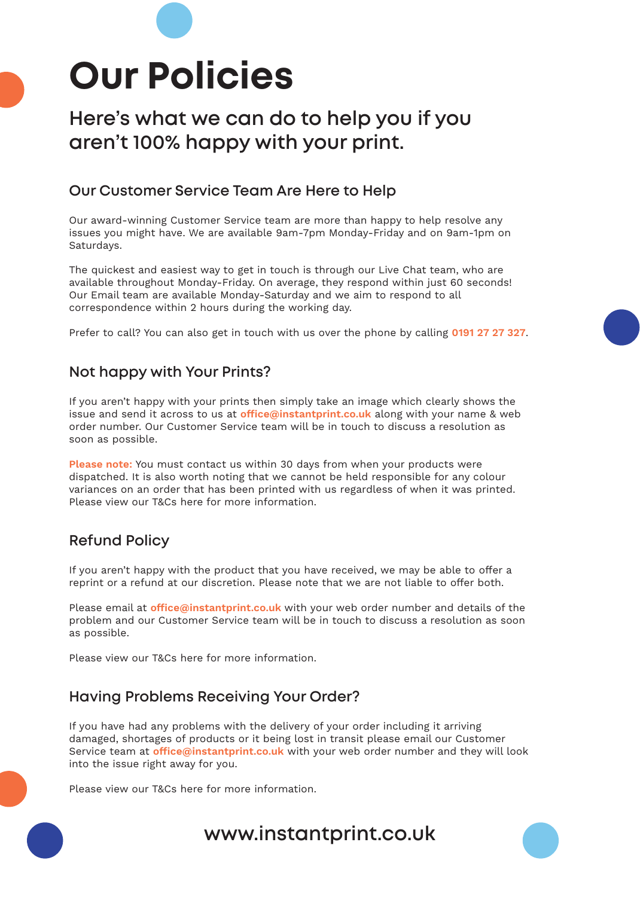# Our Policies

## Here's what we can do to help you if you aren't 100% happy with your print.

### Our Customer Service Team Are Here to Help

Our award-winning Customer Service team are more than happy to help resolve any issues you might have. We are available 9am-7pm Monday-Friday and on 9am-1pm on Saturdays.

The quickest and easiest way to get in touch is through our Live Chat team, who are available throughout Monday-Friday. On average, they respond within just 60 seconds! Our Email team are available Monday-Saturday and we aim to respond to all correspondence within 2 hours during the working day.

Prefer to call? You can also get in touch with us over the phone by calling **0191 27 27 327**.

### Not happy with Your Prints?

If you aren't happy with your prints then simply take an image which clearly shows the issue and send it across to us at **office@instantprint.co.uk** along with your name & web order number. Our Customer Service team will be in touch to discuss a resolution as soon as possible.

**Please note:** You must contact us within 30 days from when your products were dispatched. It is also worth noting that we cannot be held responsible for any colour variances on an order that has been printed with us regardless of when it was printed. Please view our T&Cs here for more information.

### Refund Policy

If you aren't happy with the product that you have received, we may be able to offer a reprint or a refund at our discretion. Please note that we are not liable to offer both.

Please email at **office@instantprint.co.uk** with your web order number and details of the problem and our Customer Service team will be in touch to discuss a resolution as soon as possible.

Please view our T&Cs here for more information.

### Having Problems Receiving Your Order?

If you have had any problems with the delivery of your order including it arriving damaged, shortages of products or it being lost in transit please email our Customer Service team at **office@instantprint.co.uk** with your web order number and they will look into the issue right away for you.

Please view our T&Cs here for more information.

www.instantprint.co.uk